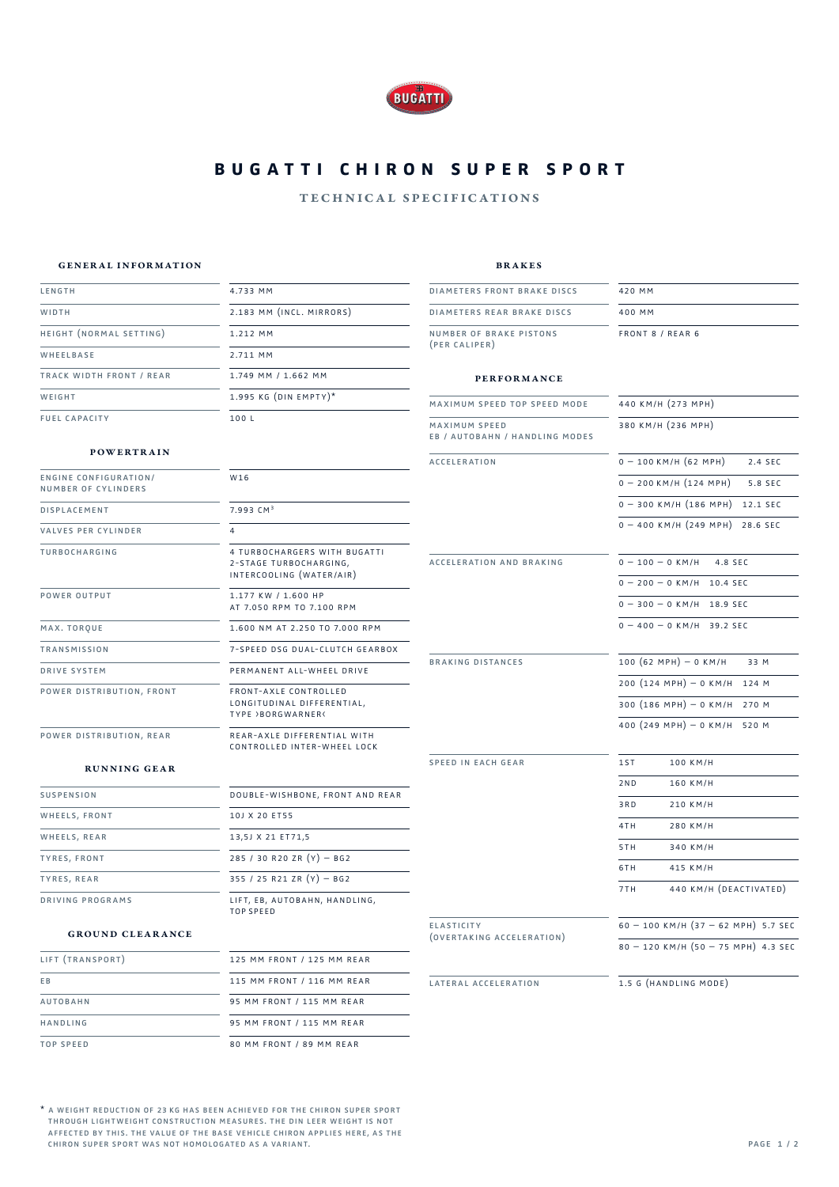# BUGATTI CHIRON SUPER SPORT

## TECHNICAL SPECIFICATIONS

### GENERAL INFORMATION

| | |
|---|---|
| LENGTH | 4.733 MM |
| WIDTH | 2.183 MM (INCL. MIRRORS) |
| HEIGHT (NORMAL SETTING) | 1.212 MM |
| WHEELBASE | 2.711 MM |
| TRACK WIDTH FRONT / REAR | 1.749 MM / 1.662 MM |
| WEIGHT | 1.995 KG (DIN EMPTY)* |
| FUEL CAPACITY | 100 L |

### POWERTRAIN

| | |
|---|---|
| ENGINE CONFIGURATION/ NUMBER OF CYLINDERS | W16 |
| DISPLACEMENT | 7.993 $CM^3$ |
| VALVES PER CYLINDER | 4 |
| TURBOCHARGING | 4 TURBOCHARGERS WITH BUGATTI 2-STAGE TURBOCHARGING, INTERCOOLING (WATER/AIR) |
| POWER OUTPUT | 1.177 KW / 1.600 HP AT 7.050 RPM TO 7.100 RPM |
| MAX. TORQUE | 1.600 NM AT 2.250 TO 7.000 RPM |
| TRANSMISSION | 7-SPEED DSG DUAL-CLUTCH GEARBOX |
| DRIVE SYSTEM | PERMANENT ALL-WHEEL DRIVE |
| POWER DISTRIBUTION, FRONT | FRONT-AXLE CONTROLLED LONGITUDINAL DIFFERENTIAL, TYPE ›BORGWARNER‹ |
| POWER DISTRIBUTION, REAR | REAR-AXLE DIFFERENTIAL WITH CONTROLLED INTER-WHEEL LOCK |

### RUNNING GEAR

| | |
|---|---|
| SUSPENSION | DOUBLE-WISHBONE, FRONT AND REAR |
| WHEELS, FRONT | 10J X 20 ET55 |
| WHEELS, REAR | 13,5J X 21 ET71,5 |
| TYRES, FRONT | 285 / 35 R20 ZR (Y) – BG2 |
| TYRES, REAR | 355 / 25 R21 ZR (Y) – BG2 |
| DRIVING PROGRAMS | LIFT, EB, AUTOBAHN, HANDLING, TOP SPEED |

### GROUND CLEARANCE

| | |
|---|---|
| LIFT (TRANSPORT) | 125 MM FRONT / 125 MM REAR |
| EB | 115 MM FRONT / 116 MM REAR |
| AUTOBAHN | 95 MM FRONT / 115 MM REAR |
| HANDLING | 95 MM FRONT / 115 MM REAR |
| TOP SPEED | 80 MM FRONT / 89 MM REAR |

### BRAKES

| | |
|---|---|
| DIAMETERS FRONT BRAKE DISCS | 420 MM |
| DIAMETERS REAR BRAKE DISCS | 400 MM |
| NUMBER OF BRAKE PISTONS (PER CALIPER) | FRONT 8 / REAR 6 |

### PERFORMANCE

| | | |
|---|---|---|
| MAXIMUM SPEED TOP SPEED MODE | 440 KM/H (273 MPH) | |
| MAXIMUM SPEED EB / AUTOBAHN / HANDLING MODES | 380 KM/H (236 MPH) | |
| ACCELERATION | 0 – 100 KM/H (62 MPH) | 2.4 SEC |
| | 0 – 200 KM/H (124 MPH) | 5.8 SEC |
| | 0 – 300 KM/H (186 MPH) | 12.1 SEC |
| | 0 – 400 KM/H (249 MPH) | 28.6 SEC |
| ACCELERATION AND BRAKING | 0 – 100 – 0 KM/H | 4.8 SEC |
| | 0 – 200 – 0 KM/H | 10.4 SEC |
| | 0 – 300 – 0 KM/H | 18.9 SEC |
| | 0 – 400 – 0 KM/H | 39.2 SEC |
| BRAKING DISTANCES | 100 (62 MPH) – 0 KM/H | 33 M |
| | 200 (124 MPH) – 0 KM/H | 124 M |
| | 300 (186 MPH) – 0 KM/H | 270 M |
| | 400 (249 MPH) – 0 KM/H | 520 M |
| SPEED IN EACH GEAR | 1ST | 100 KM/H |
| | 2ND | 160 KM/H |
| | 3RD | 210 KM/H |
| | 4TH | 280 KM/H |
| | 5TH | 340 KM/H |
| | 6TH | 415 KM/H |
| | 7TH | 440 KM/H (DEACTIVATED) |
| ELASTICITY (OVERTAKING ACCELERATION) | 60 – 100 KM/H (37 – 62 MPH) | 5.7 SEC |
| | 80 – 120 KM/H (50 – 75 MPH) | 4.3 SEC |
| LATERAL ACCELERATION | 1.5 G (HANDLING MODE) | |

* A WEIGHT REDUCTION OF 23 KG HAS BEEN ACHIEVED FOR THE CHIRON SUPER SPORT THROUGH LIGHTWEIGHT CONSTRUCTION MEASURES. THE DIN LEER WEIGHT IS NOT AFFECTED BY THIS. THE VALUE OF THE BASE VEHICLE CHIRON APPLIES HERE, AS THE CHIRON SUPER SPORT WAS NOT HOMOLOGATED AS A VARIANT.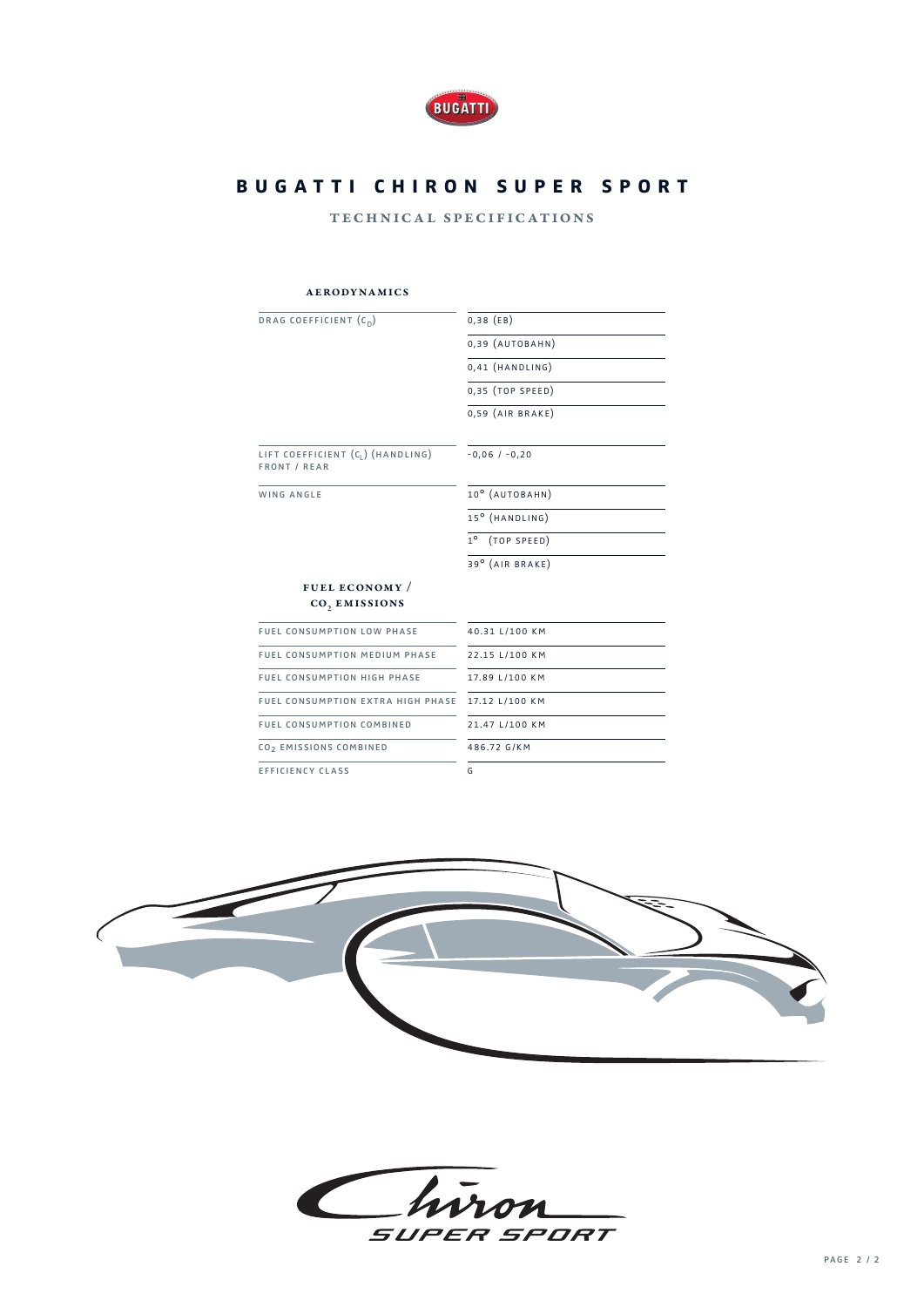# BUGATTI CHIRON SUPER SPORT

## TECHNICAL SPECIFICATIONS

### AERODYNAMICS

| | |
|---|---|
| DRAG COEFFICIENT ($C_D$) | 0,38 (EB) |
| | 0,39 (AUTOBAHN) |
| | 0,41 (HANDLING) |
| | 0,35 (TOP SPEED) |
| | 0,59 (AIR BRAKE) |
| LIFT COEFFICIENT ($C_L$) (HANDLING) FRONT / REAR | -0,06 / -0,20 |
| WING ANGLE | 10° (AUTOBAHN) |
| | 15° (HANDLING) |
| | 1° (TOP SPEED) |
| | 39° (AIR BRAKE) |

### FUEL ECONOMY / $CO_2$ EMISSIONS

| | |
|---|---|
| FUEL CONSUMPTION LOW PHASE | 40.31 L/100 KM |
| FUEL CONSUMPTION MEDIUM PHASE | 22.15 L/100 KM |
| FUEL CONSUMPTION HIGH PHASE | 17.89 L/100 KM |
| FUEL CONSUMPTION EXTRA HIGH PHASE | 17.12 L/100 KM |
| FUEL CONSUMPTION COMBINED | 21.47 L/100 KM |
| $CO_2$ EMISSIONS COMBINED | 486.72 G/KM |
| EFFICIENCY CLASS | G |